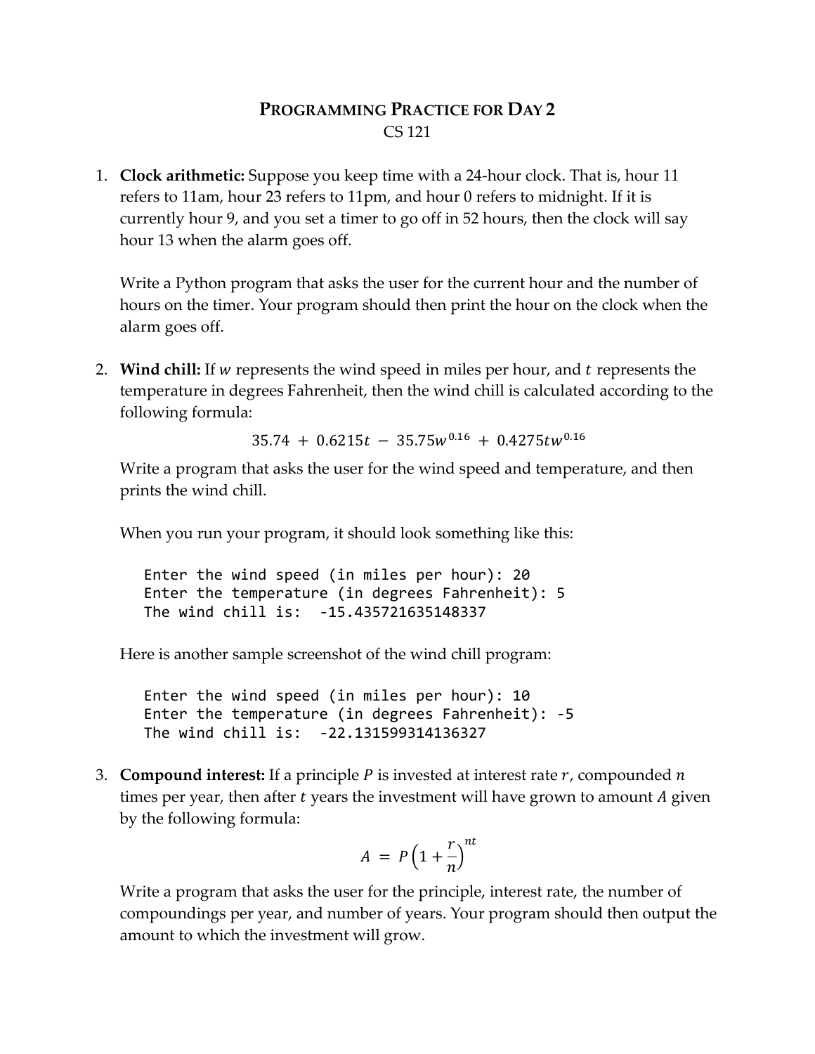# PROGRAMMING PRACTICE FOR DAY 2

CS 121

1. **Clock arithmetic:** Suppose you keep time with a 24-hour clock. That is, hour 11 refers to 11am, hour 23 refers to 11pm, and hour 0 refers to midnight. If it is currently hour 9, and you set a timer to go off in 52 hours, then the clock will say hour 13 when the alarm goes off.

   Write a Python program that asks the user for the current hour and the number of hours on the timer. Your program should then print the hour on the clock when the alarm goes off.

2. **Wind chill:** If $w$ represents the wind speed in miles per hour, and $t$ represents the temperature in degrees Fahrenheit, then the wind chill is calculated according to the following formula:

   $$35.74 + 0.6215t - 35.75w^{0.16} + 0.4275tw^{0.16}$$

   Write a program that asks the user for the wind speed and temperature, and then prints the wind chill.

   When you run your program, it should look something like this:

   ```
   Enter the wind speed (in miles per hour): 20
   Enter the temperature (in degrees Fahrenheit): 5
   The wind chill is:  -15.435721635148337
   ```

   Here is another sample screenshot of the wind chill program:

   ```
   Enter the wind speed (in miles per hour): 10
   Enter the temperature (in degrees Fahrenheit): -5
   The wind chill is:  -22.131599314136327
   ```

3. **Compound interest:** If a principle $P$ is invested at interest rate $r$, compounded $n$ times per year, then after $t$ years the investment will have grown to amount $A$ given by the following formula:

   $$A = P\left(1 + \frac{r}{n}\right)^{nt}$$

   Write a program that asks the user for the principle, interest rate, the number of compoundings per year, and number of years. Your program should then output the amount to which the investment will grow.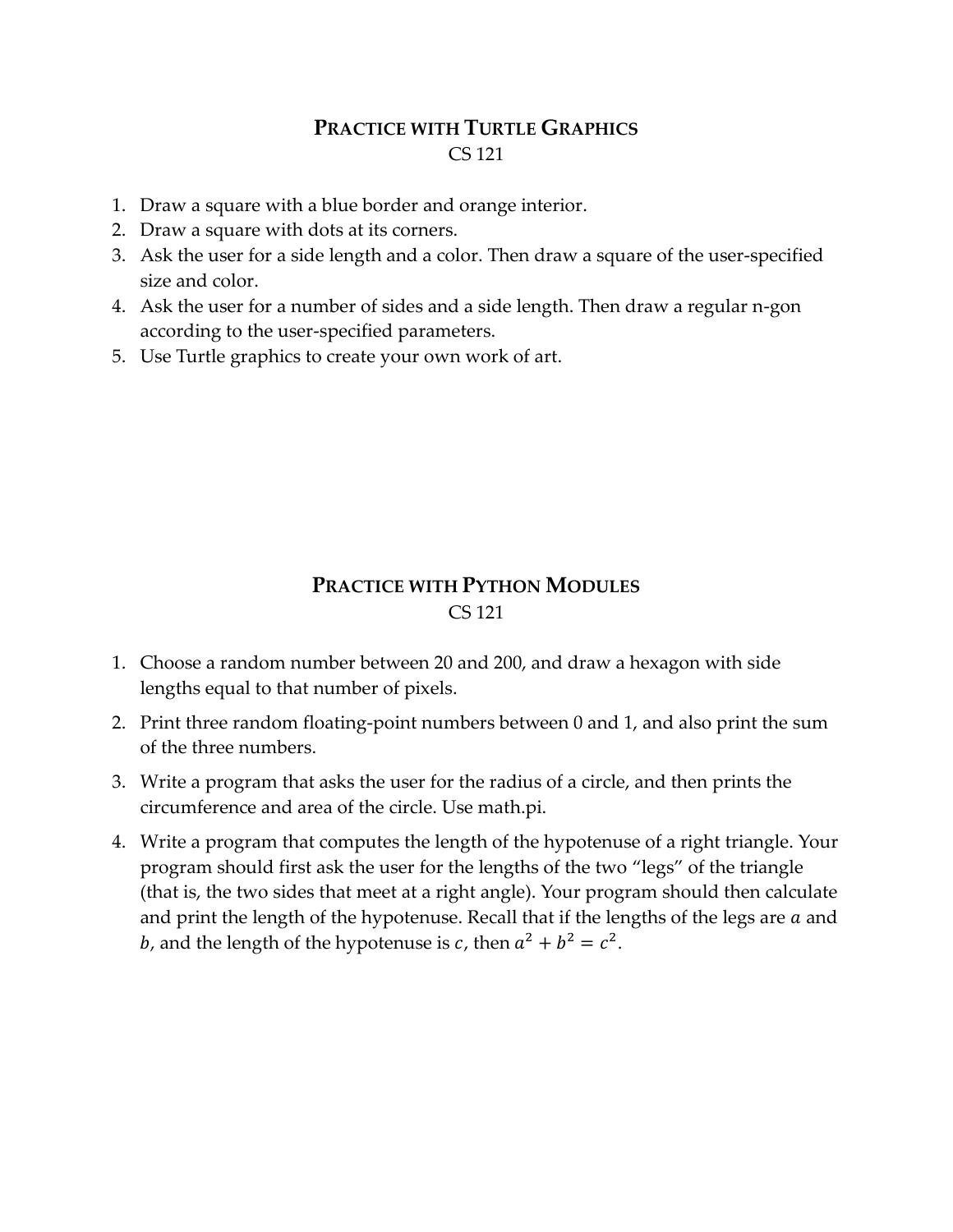## Practice with Turtle Graphics

CS 121

1. Draw a square with a blue border and orange interior.
2. Draw a square with dots at its corners.
3. Ask the user for a side length and a color. Then draw a square of the user-specified size and color.
4. Ask the user for a number of sides and a side length. Then draw a regular n-gon according to the user-specified parameters.
5. Use Turtle graphics to create your own work of art.

## Practice with Python Modules

CS 121

1. Choose a random number between 20 and 200, and draw a hexagon with side lengths equal to that number of pixels.
2. Print three random floating-point numbers between 0 and 1, and also print the sum of the three numbers.
3. Write a program that asks the user for the radius of a circle, and then prints the circumference and area of the circle. Use math.pi.
4. Write a program that computes the length of the hypotenuse of a right triangle. Your program should first ask the user for the lengths of the two "legs" of the triangle (that is, the two sides that meet at a right angle). Your program should then calculate and print the length of the hypotenuse. Recall that if the lengths of the legs are $a$ and $b$, and the length of the hypotenuse is $c$, then $a^2 + b^2 = c^2$.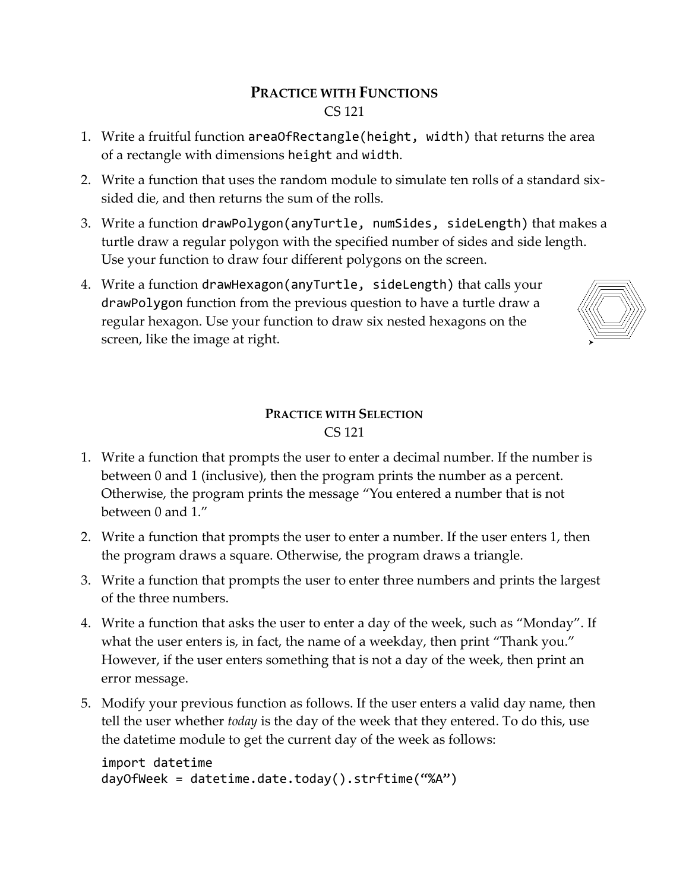## PRACTICE WITH FUNCTIONS

CS 121

1. Write a fruitful function `areaOfRectangle(height, width)` that returns the area of a rectangle with dimensions `height` and `width`.
2. Write a function that uses the random module to simulate ten rolls of a standard six-sided die, and then returns the sum of the rolls.
3. Write a function `drawPolygon(anyTurtle, numSides, sideLength)` that makes a turtle draw a regular polygon with the specified number of sides and side length. Use your function to draw four different polygons on the screen.
4. Write a function `drawHexagon(anyTurtle, sideLength)` that calls your `drawPolygon` function from the previous question to have a turtle draw a regular hexagon. Use your function to draw six nested hexagons on the screen, like the image at right.

## PRACTICE WITH SELECTION

CS 121

1. Write a function that prompts the user to enter a decimal number. If the number is between 0 and 1 (inclusive), then the program prints the number as a percent. Otherwise, the program prints the message "You entered a number that is not between 0 and 1."
2. Write a function that prompts the user to enter a number. If the user enters 1, then the program draws a square. Otherwise, the program draws a triangle.
3. Write a function that prompts the user to enter three numbers and prints the largest of the three numbers.
4. Write a function that asks the user to enter a day of the week, such as "Monday". If what the user enters is, in fact, the name of a weekday, then print "Thank you." However, if the user enters something that is not a day of the week, then print an error message.
5. Modify your previous function as follows. If the user enters a valid day name, then tell the user whether *today* is the day of the week that they entered. To do this, use the datetime module to get the current day of the week as follows:

```
import datetime
dayOfWeek = datetime.date.today().strftime("%A")
```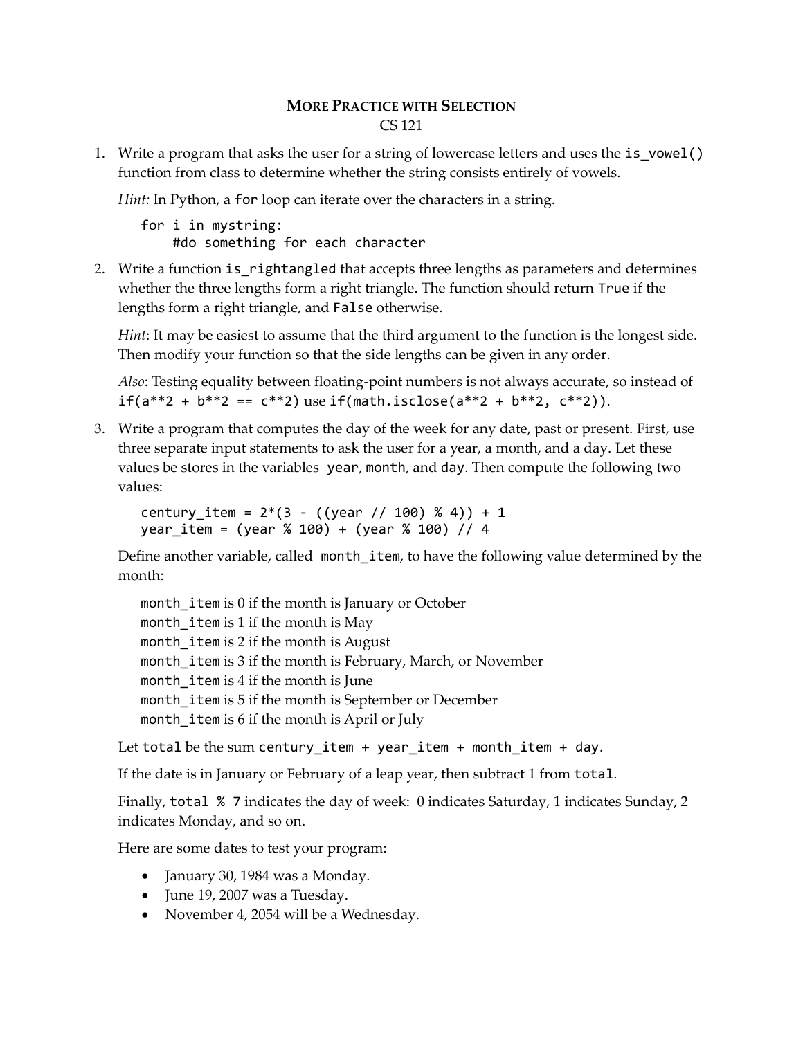# MORE PRACTICE WITH SELECTION

CS 121

1. Write a program that asks the user for a string of lowercase letters and uses the `is_vowel()` function from class to determine whether the string consists entirely of vowels.

   *Hint:* In Python, a `for` loop can iterate over the characters in a string.

   ```
   for i in mystring:
       #do something for each character
   ```

2. Write a function `is_rightangled` that accepts three lengths as parameters and determines whether the three lengths form a right triangle. The function should return `True` if the lengths form a right triangle, and `False` otherwise.

   *Hint*: It may be easiest to assume that the third argument to the function is the longest side. Then modify your function so that the side lengths can be given in any order.

   *Also*: Testing equality between floating-point numbers is not always accurate, so instead of `if(a**2 + b**2 == c**2)` use `if(math.isclose(a**2 + b**2, c**2))`.

3. Write a program that computes the day of the week for any date, past or present. First, use three separate input statements to ask the user for a year, a month, and a day. Let these values be stores in the variables `year`, `month`, and `day`. Then compute the following two values:

   ```
   century_item = 2*(3 - ((year // 100) % 4)) + 1
   year_item = (year % 100) + (year % 100) // 4
   ```

   Define another variable, called `month_item`, to have the following value determined by the month:

   `month_item` is 0 if the month is January or October  
   `month_item` is 1 if the month is May  
   `month_item` is 2 if the month is August  
   `month_item` is 3 if the month is February, March, or November  
   `month_item` is 4 if the month is June  
   `month_item` is 5 if the month is September or December  
   `month_item` is 6 if the month is April or July

   Let `total` be the sum `century_item + year_item + month_item + day`.

   If the date is in January or February of a leap year, then subtract 1 from `total`.

   Finally, `total % 7` indicates the day of week: 0 indicates Saturday, 1 indicates Sunday, 2 indicates Monday, and so on.

   Here are some dates to test your program:

   - January 30, 1984 was a Monday.
   - June 19, 2007 was a Tuesday.
   - November 4, 2054 will be a Wednesday.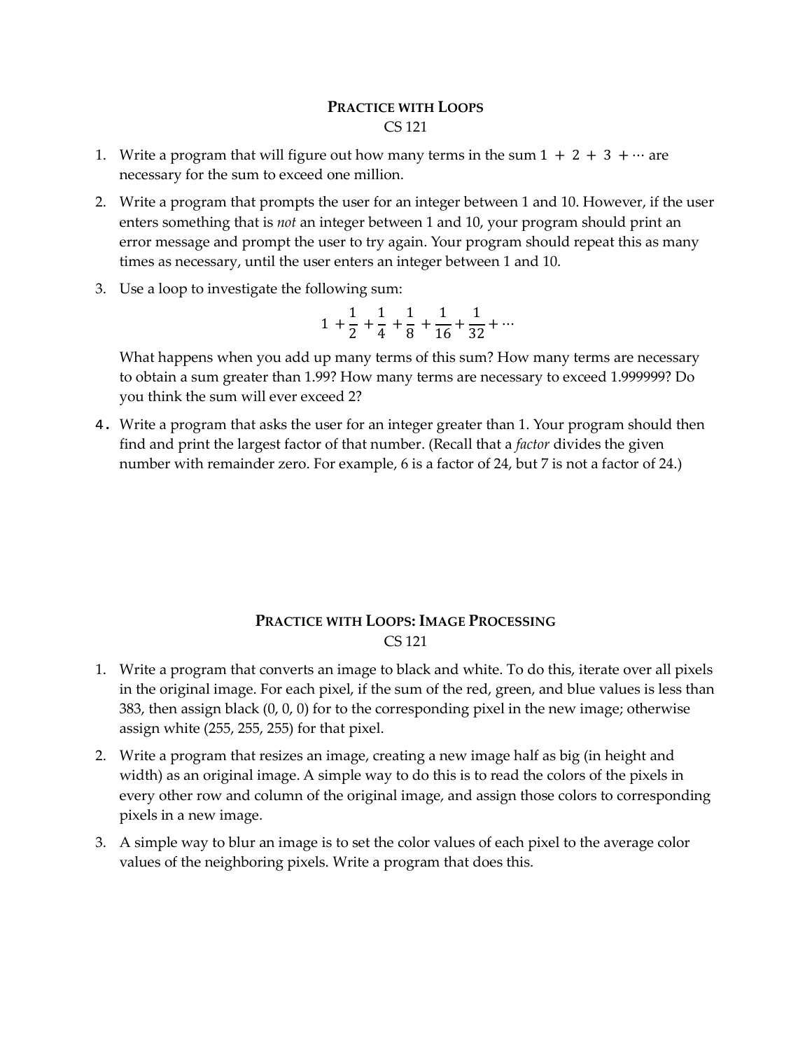## PRACTICE WITH LOOPS

CS 121

1. Write a program that will figure out how many terms in the sum $1 + 2 + 3 + \cdots$ are necessary for the sum to exceed one million.

2. Write a program that prompts the user for an integer between 1 and 10. However, if the user enters something that is *not* an integer between 1 and 10, your program should print an error message and prompt the user to try again. Your program should repeat this as many times as necessary, until the user enters an integer between 1 and 10.

3. Use a loop to investigate the following sum:

$$1 + \frac{1}{2} + \frac{1}{4} + \frac{1}{8} + \frac{1}{16} + \frac{1}{32} + \cdots$$

   What happens when you add up many terms of this sum? How many terms are necessary to obtain a sum greater than 1.99? How many terms are necessary to exceed 1.999999? Do you think the sum will ever exceed 2?

4. Write a program that asks the user for an integer greater than 1. Your program should then find and print the largest factor of that number. (Recall that a *factor* divides the given number with remainder zero. For example, 6 is a factor of 24, but 7 is not a factor of 24.)

## PRACTICE WITH LOOPS: IMAGE PROCESSING

CS 121

1. Write a program that converts an image to black and white. To do this, iterate over all pixels in the original image. For each pixel, if the sum of the red, green, and blue values is less than 383, then assign black (0, 0, 0) for to the corresponding pixel in the new image; otherwise assign white (255, 255, 255) for that pixel.

2. Write a program that resizes an image, creating a new image half as big (in height and width) as an original image. A simple way to do this is to read the colors of the pixels in every other row and column of the original image, and assign those colors to corresponding pixels in a new image.

3. A simple way to blur an image is to set the color values of each pixel to the average color values of the neighboring pixels. Write a program that does this.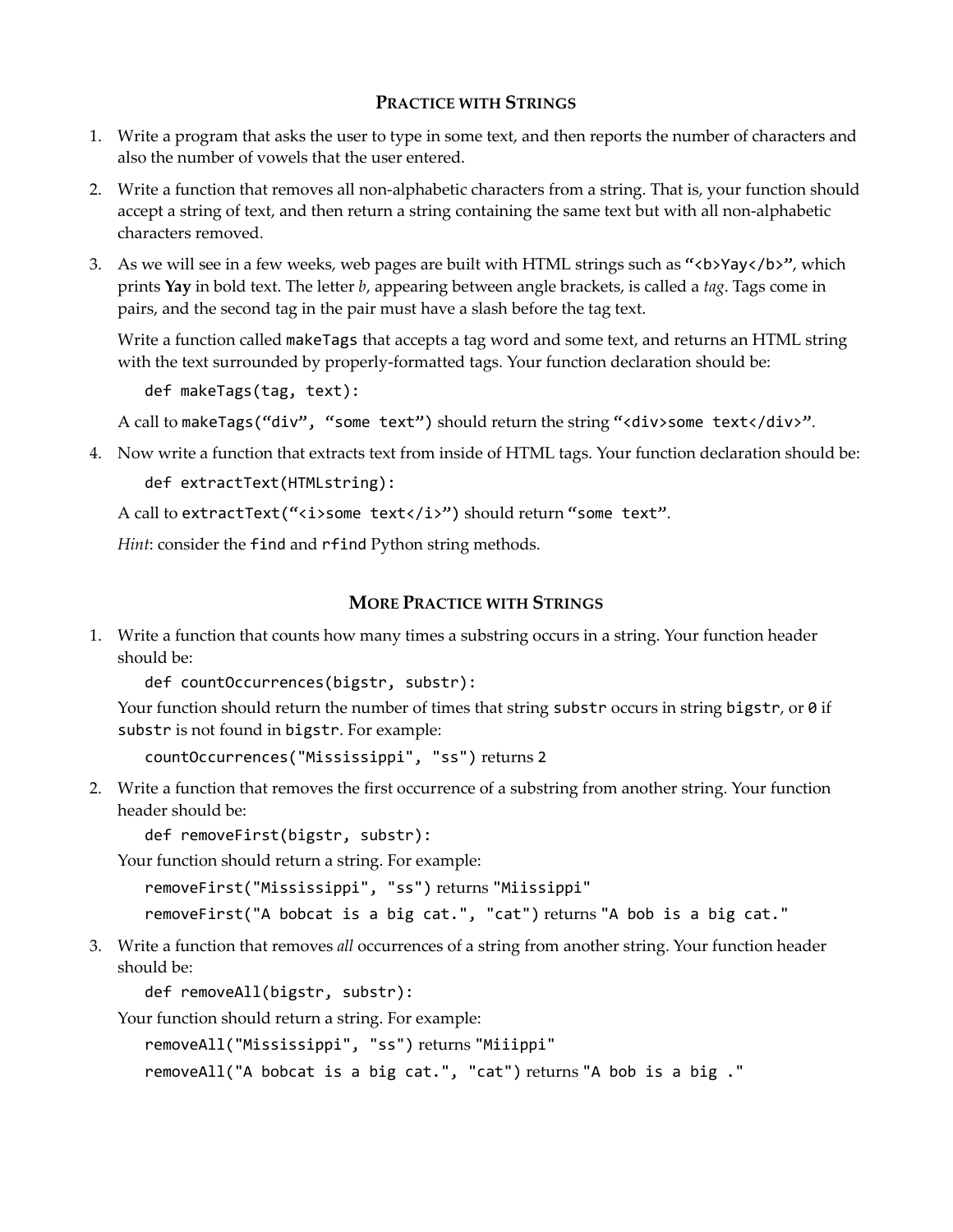## PRACTICE WITH STRINGS

1. Write a program that asks the user to type in some text, and then reports the number of characters and also the number of vowels that the user entered.

2. Write a function that removes all non-alphabetic characters from a string. That is, your function should accept a string of text, and then return a string containing the same text but with all non-alphabetic characters removed.

3. As we will see in a few weeks, web pages are built with HTML strings such as `"<b>Yay</b>"`, which prints **Yay** in bold text. The letter *b*, appearing between angle brackets, is called a *tag*. Tags come in pairs, and the second tag in the pair must have a slash before the tag text.

   Write a function called `makeTags` that accepts a tag word and some text, and returns an HTML string with the text surrounded by properly-formatted tags. Your function declaration should be:

   ```
   def makeTags(tag, text):
   ```

   A call to `makeTags("div", "some text")` should return the string `"<div>some text</div>"`.

4. Now write a function that extracts text from inside of HTML tags. Your function declaration should be:

   ```
   def extractText(HTMLstring):
   ```

   A call to `extractText("<i>some text</i>")` should return `"some text"`.

   *Hint*: consider the `find` and `rfind` Python string methods.

## MORE PRACTICE WITH STRINGS

1. Write a function that counts how many times a substring occurs in a string. Your function header should be:

   ```
   def countOccurrences(bigstr, substr):
   ```

   Your function should return the number of times that string `substr` occurs in string `bigstr`, or `0` if `substr` is not found in `bigstr`. For example:

   `countOccurrences("Mississippi", "ss")` returns `2`

2. Write a function that removes the first occurrence of a substring from another string. Your function header should be:

   ```
   def removeFirst(bigstr, substr):
   ```

   Your function should return a string. For example:

   `removeFirst("Mississippi", "ss")` returns `"Miissippi"`

   `removeFirst("A bobcat is a big cat.", "cat")` returns `"A bob is a big cat."`

3. Write a function that removes *all* occurrences of a string from another string. Your function header should be:

   ```
   def removeAll(bigstr, substr):
   ```

   Your function should return a string. For example:

   `removeAll("Mississippi", "ss")` returns `"Miiippi"`

   `removeAll("A bobcat is a big cat.", "cat")` returns `"A bob is a big ."`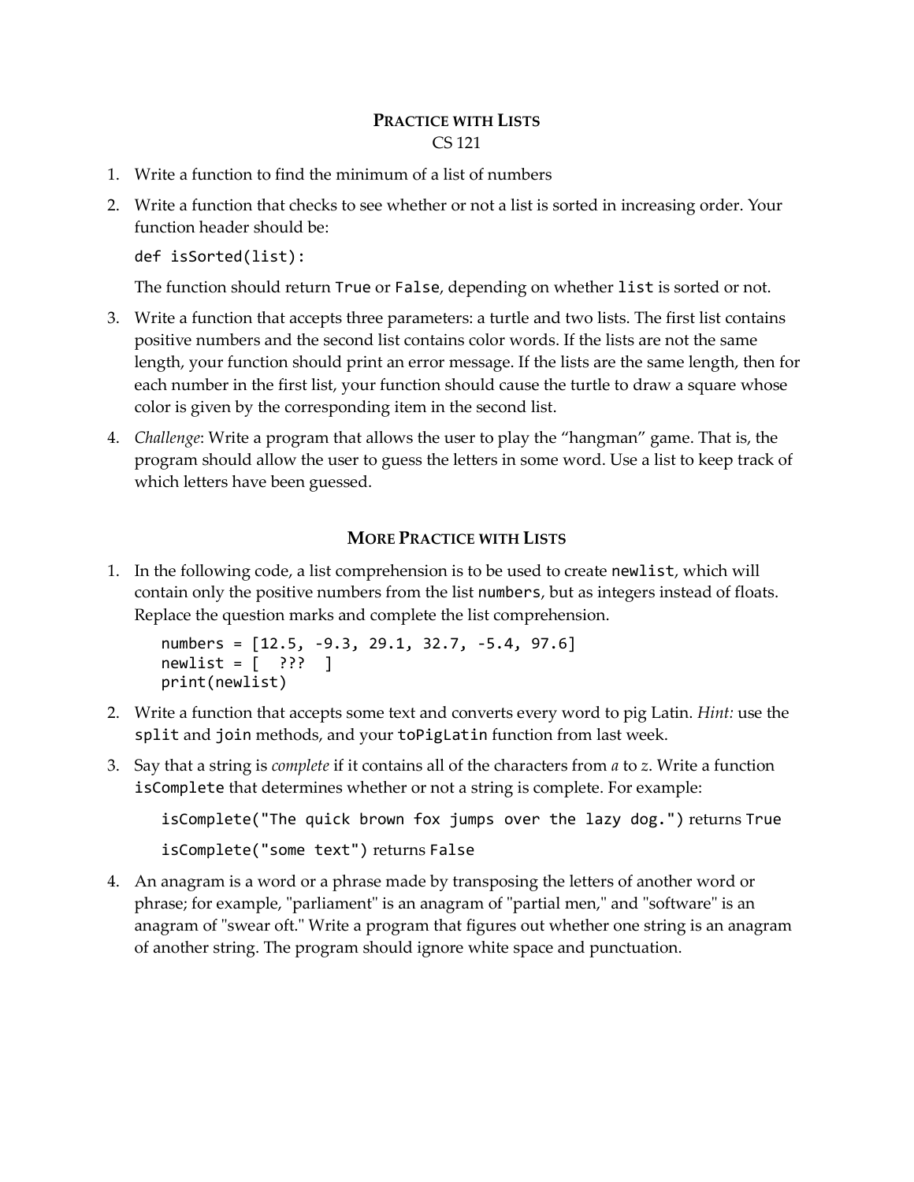## Practice with Lists

CS 121

1. Write a function to find the minimum of a list of numbers

2. Write a function that checks to see whether or not a list is sorted in increasing order. Your function header should be:

   ```
   def isSorted(list):
   ```

   The function should return `True` or `False`, depending on whether `list` is sorted or not.

3. Write a function that accepts three parameters: a turtle and two lists. The first list contains positive numbers and the second list contains color words. If the lists are not the same length, your function should print an error message. If the lists are the same length, then for each number in the first list, your function should cause the turtle to draw a square whose color is given by the corresponding item in the second list.

4. *Challenge*: Write a program that allows the user to play the "hangman" game. That is, the program should allow the user to guess the letters in some word. Use a list to keep track of which letters have been guessed.

## More Practice with Lists

1. In the following code, a list comprehension is to be used to create `newlist`, which will contain only the positive numbers from the list `numbers`, but as integers instead of floats. Replace the question marks and complete the list comprehension.

   ```
   numbers = [12.5, -9.3, 29.1, 32.7, -5.4, 97.6]
   newlist = [  ???  ]
   print(newlist)
   ```

2. Write a function that accepts some text and converts every word to pig Latin. *Hint:* use the `split` and `join` methods, and your `toPigLatin` function from last week.

3. Say that a string is *complete* if it contains all of the characters from *a* to *z*. Write a function `isComplete` that determines whether or not a string is complete. For example:

   `isComplete("The quick brown fox jumps over the lazy dog.")` returns `True`

   `isComplete("some text")` returns `False`

4. An anagram is a word or a phrase made by transposing the letters of another word or phrase; for example, "parliament" is an anagram of "partial men," and "software" is an anagram of "swear oft." Write a program that figures out whether one string is an anagram of another string. The program should ignore white space and punctuation.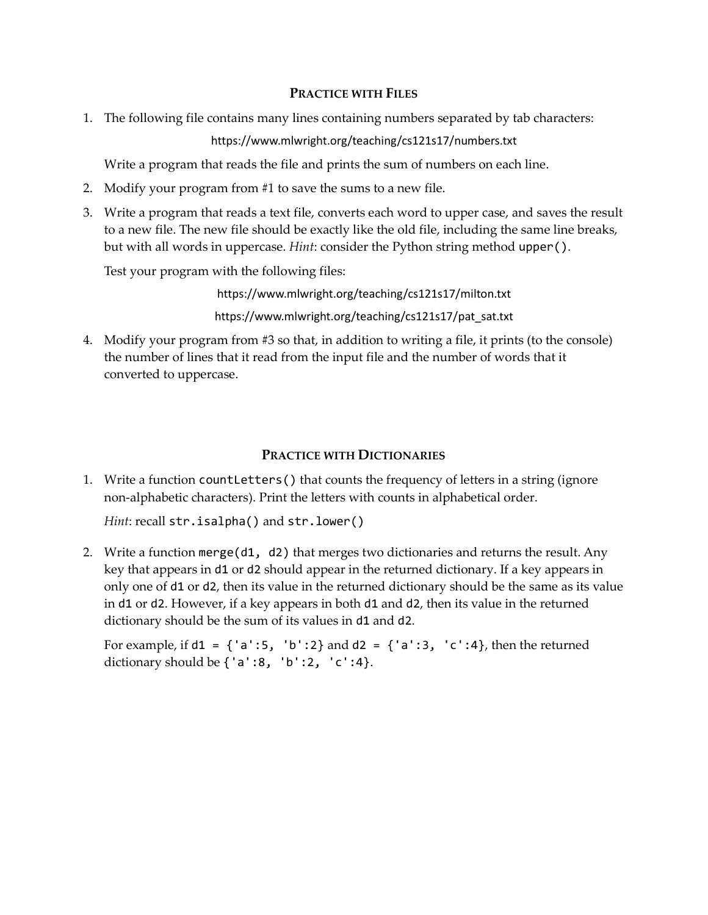## Practice with Files

1. The following file contains many lines containing numbers separated by tab characters:

   https://www.mlwright.org/teaching/cs121s17/numbers.txt

   Write a program that reads the file and prints the sum of numbers on each line.

2. Modify your program from #1 to save the sums to a new file.

3. Write a program that reads a text file, converts each word to upper case, and saves the result to a new file. The new file should be exactly like the old file, including the same line breaks, but with all words in uppercase. *Hint*: consider the Python string method `upper()`.

   Test your program with the following files:

   https://www.mlwright.org/teaching/cs121s17/milton.txt

   https://www.mlwright.org/teaching/cs121s17/pat_sat.txt

4. Modify your program from #3 so that, in addition to writing a file, it prints (to the console) the number of lines that it read from the input file and the number of words that it converted to uppercase.

## Practice with Dictionaries

1. Write a function `countLetters()` that counts the frequency of letters in a string (ignore non-alphabetic characters). Print the letters with counts in alphabetical order.

   *Hint*: recall `str.isalpha()` and `str.lower()`

2. Write a function `merge(d1, d2)` that merges two dictionaries and returns the result. Any key that appears in `d1` or `d2` should appear in the returned dictionary. If a key appears in only one of `d1` or `d2`, then its value in the returned dictionary should be the same as its value in `d1` or `d2`. However, if a key appears in both `d1` and `d2`, then its value in the returned dictionary should be the sum of its values in `d1` and `d2`.

   For example, if `d1 = {'a':5, 'b':2}` and `d2 = {'a':3, 'c':4}`, then the returned dictionary should be `{'a':8, 'b':2, 'c':4}`.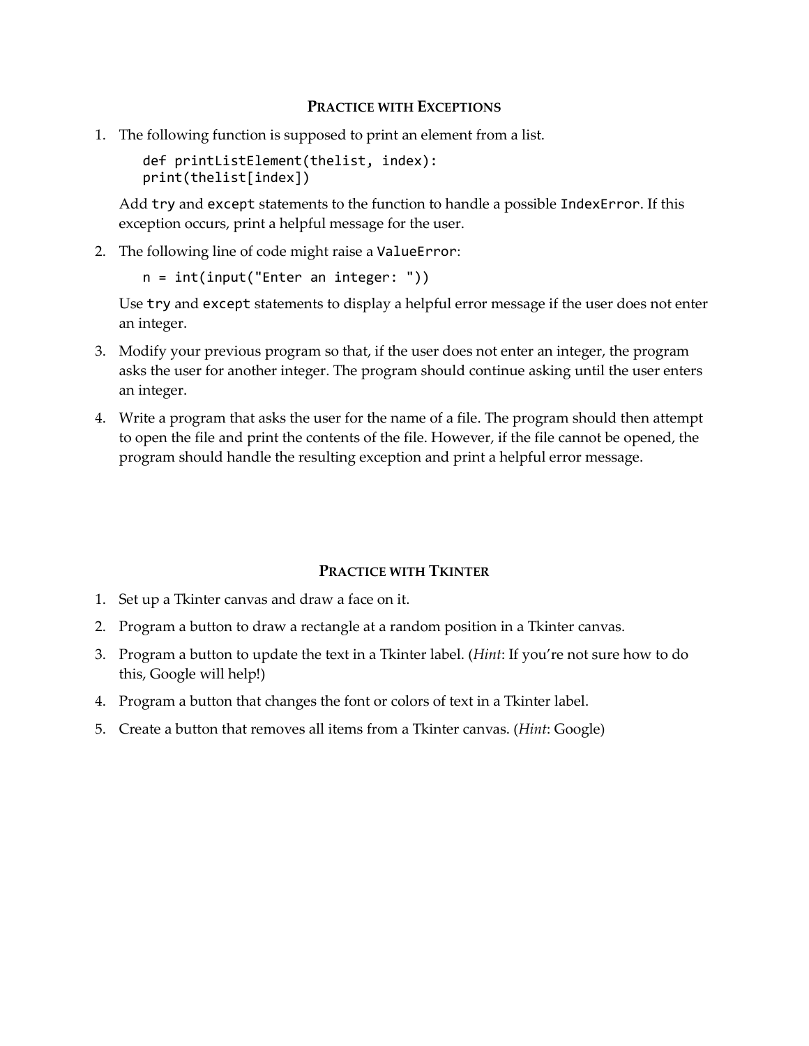## Practice with Exceptions

1. The following function is supposed to print an element from a list.

   ```
   def printListElement(thelist, index):
   print(thelist[index])
   ```

   Add `try` and `except` statements to the function to handle a possible `IndexError`. If this exception occurs, print a helpful message for the user.

2. The following line of code might raise a `ValueError`:

   ```
   n = int(input("Enter an integer: "))
   ```

   Use `try` and `except` statements to display a helpful error message if the user does not enter an integer.

3. Modify your previous program so that, if the user does not enter an integer, the program asks the user for another integer. The program should continue asking until the user enters an integer.

4. Write a program that asks the user for the name of a file. The program should then attempt to open the file and print the contents of the file. However, if the file cannot be opened, the program should handle the resulting exception and print a helpful error message.

## Practice with Tkinter

1. Set up a Tkinter canvas and draw a face on it.
2. Program a button to draw a rectangle at a random position in a Tkinter canvas.
3. Program a button to update the text in a Tkinter label. (*Hint*: If you're not sure how to do this, Google will help!)
4. Program a button that changes the font or colors of text in a Tkinter label.
5. Create a button that removes all items from a Tkinter canvas. (*Hint*: Google)